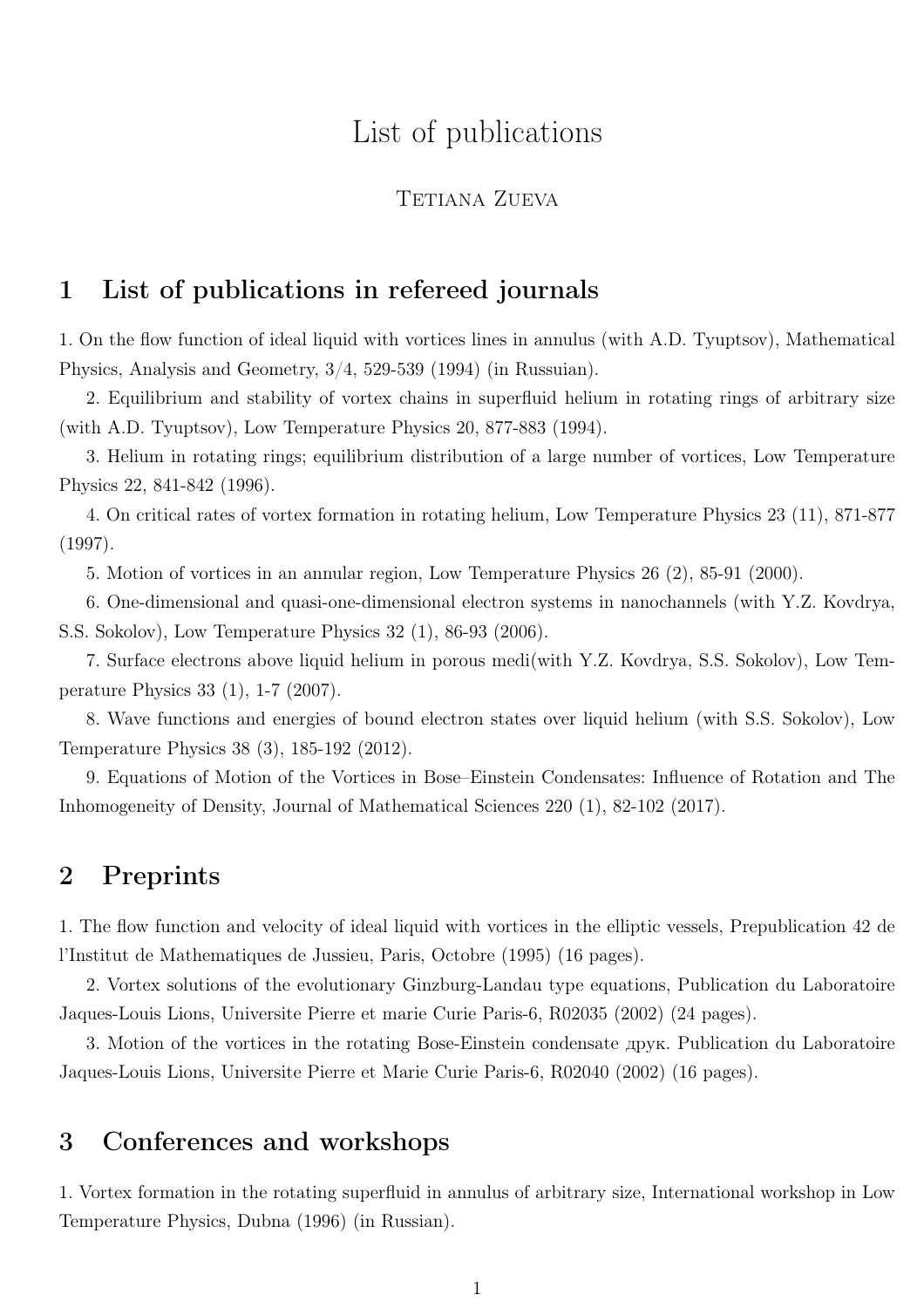# List of publications

Tetiana Zueva

## 1 List of publications in refereed journals

1. On the flow function of ideal liquid with vortices lines in annulus (with A.D. Tyuptsov), Mathematical Physics, Analysis and Geometry, 3/4, 529-539 (1994) (in Russuian).

2. Equilibrium and stability of vortex chains in superfluid helium in rotating rings of arbitrary size (with A.D. Tyuptsov), Low Temperature Physics 20, 877-883 (1994).

3. Helium in rotating rings; equilibrium distribution of a large number of vortices, Low Temperature Physics 22, 841-842 (1996).

4. On critical rates of vortex formation in rotating helium, Low Temperature Physics 23 (11), 871-877 (1997).

5. Motion of vortices in an annular region, Low Temperature Physics 26 (2), 85-91 (2000).

6. One-dimensional and quasi-one-dimensional electron systems in nanochannels (with Y.Z. Kovdrya, S.S. Sokolov), Low Temperature Physics 32 (1), 86-93 (2006).

7. Surface electrons above liquid helium in porous medi(with Y.Z. Kovdrya, S.S. Sokolov), Low Temperature Physics 33 (1), 1-7 (2007).

8. Wave functions and energies of bound electron states over liquid helium (with S.S. Sokolov), Low Temperature Physics 38 (3), 185-192 (2012).

9. Equations of Motion of the Vortices in Bose–Einstein Condensates: Influence of Rotation and The Inhomogeneity of Density, Journal of Mathematical Sciences 220 (1), 82-102 (2017).

## 2 Preprints

1. The flow function and velocity of ideal liquid with vortices in the elliptic vessels, Prepublication 42 de l'Institut de Mathematiques de Jussieu, Paris, Octobre (1995) (16 pages).

2. Vortex solutions of the evolutionary Ginzburg-Landau type equations, Publication du Laboratoire Jaques-Louis Lions, Universite Pierre et marie Curie Paris-6, R02035 (2002) (24 pages).

3. Motion of the vortices in the rotating Bose-Einstein condensate друк. Publication du Laboratoire Jaques-Louis Lions, Universite Pierre et Marie Curie Paris-6, R02040 (2002) (16 pages).

## 3 Conferences and workshops

1. Vortex formation in the rotating superfluid in annulus of arbitrary size, International workshop in Low Temperature Physics, Dubna (1996) (in Russian).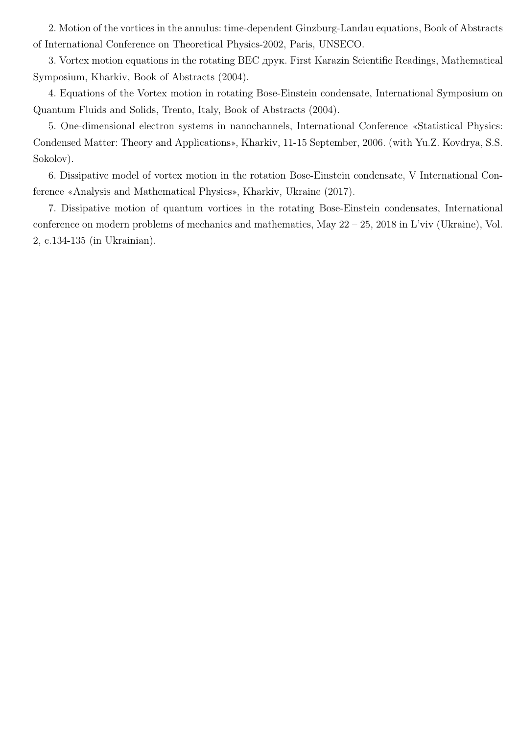2. Motion of the vortices in the annulus: time-dependent Ginzburg-Landau equations, Book of Abstracts of International Conference on Theoretical Physics-2002, Paris, UNSECO.

3. Vortex motion equations in the rotating BEC друк. First Karazin Scientific Readings, Mathematical Symposium, Kharkiv, Book of Abstracts (2004).

4. Equations of the Vortex motion in rotating Bose-Einstein condensate, International Symposium on Quantum Fluids and Solids, Trento, Italy, Book of Abstracts (2004).

5. One-dimensional electron systems in nanochannels, International Conference «Statistical Physics: Condensed Matter: Theory and Applications», Kharkiv, 11-15 September, 2006. (with Yu.Z. Kovdrya, S.S. Sokolov).

6. Dissipative model of vortex motion in the rotation Bose-Einstein condensate, V International Conference «Analysis and Mathematical Physics», Kharkiv, Ukraine (2017).

7. Dissipative motion of quantum vortices in the rotating Bose-Einstein condensates, International conference on modern problems of mechanics and mathematics, May 22 – 25, 2018 in L'viv (Ukraine), Vol. 2, c.134-135 (in Ukrainian).